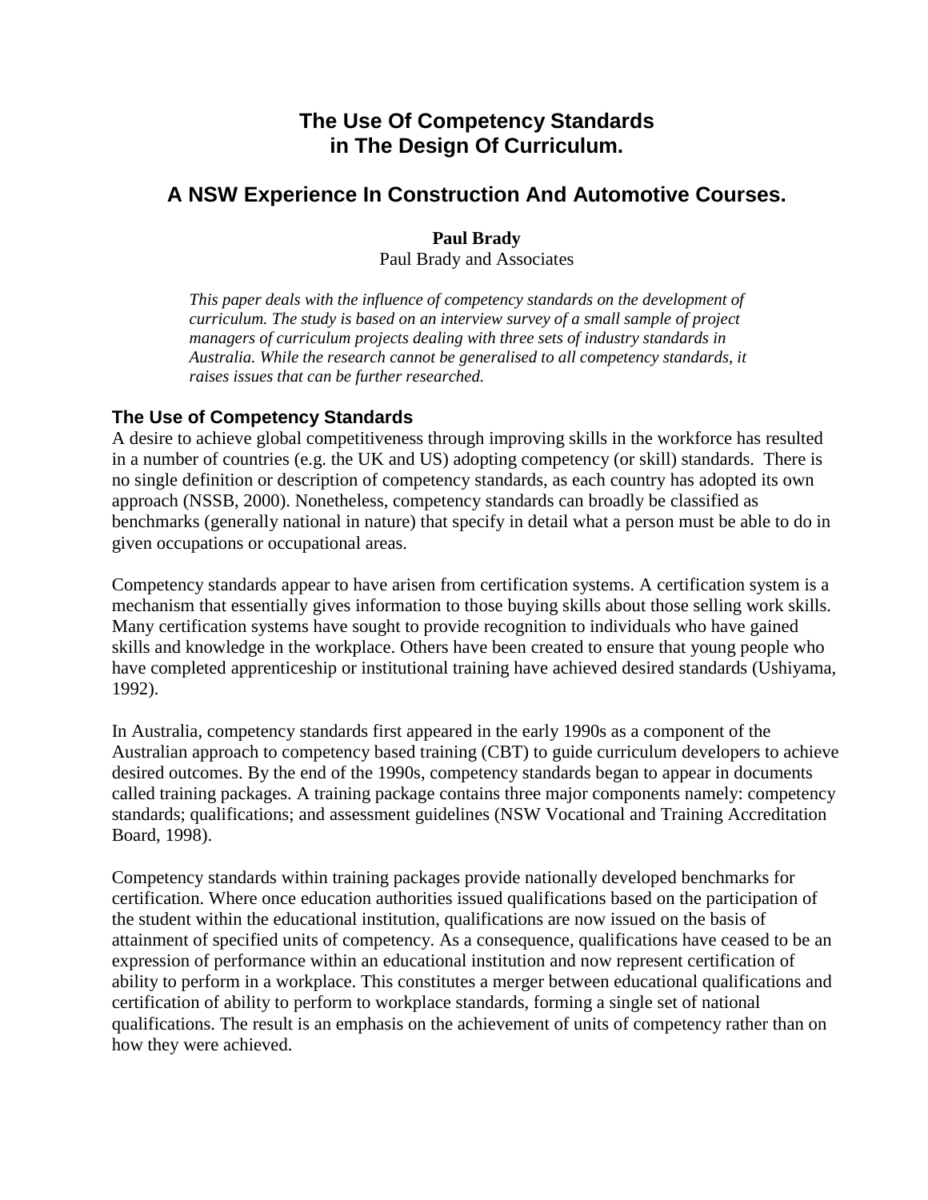# The Use Of Competency Standards in The Design Of Curriculum.

## A NSW Experience In Construction And Automotive Courses.

**Paul Brady**
Paul Brady and Associates

*This paper deals with the influence of competency standards on the development of curriculum. The study is based on an interview survey of a small sample of project managers of curriculum projects dealing with three sets of industry standards in Australia. While the research cannot be generalised to all competency standards, it raises issues that can be further researched.*

### The Use of Competency Standards

A desire to achieve global competitiveness through improving skills in the workforce has resulted in a number of countries (e.g. the UK and US) adopting competency (or skill) standards. There is no single definition or description of competency standards, as each country has adopted its own approach (NSSB, 2000). Nonetheless, competency standards can broadly be classified as benchmarks (generally national in nature) that specify in detail what a person must be able to do in given occupations or occupational areas.

Competency standards appear to have arisen from certification systems. A certification system is a mechanism that essentially gives information to those buying skills about those selling work skills. Many certification systems have sought to provide recognition to individuals who have gained skills and knowledge in the workplace. Others have been created to ensure that young people who have completed apprenticeship or institutional training have achieved desired standards (Ushiyama, 1992).

In Australia, competency standards first appeared in the early 1990s as a component of the Australian approach to competency based training (CBT) to guide curriculum developers to achieve desired outcomes. By the end of the 1990s, competency standards began to appear in documents called training packages. A training package contains three major components namely: competency standards; qualifications; and assessment guidelines (NSW Vocational and Training Accreditation Board, 1998).

Competency standards within training packages provide nationally developed benchmarks for certification. Where once education authorities issued qualifications based on the participation of the student within the educational institution, qualifications are now issued on the basis of attainment of specified units of competency. As a consequence, qualifications have ceased to be an expression of performance within an educational institution and now represent certification of ability to perform in a workplace. This constitutes a merger between educational qualifications and certification of ability to perform to workplace standards, forming a single set of national qualifications. The result is an emphasis on the achievement of units of competency rather than on how they were achieved.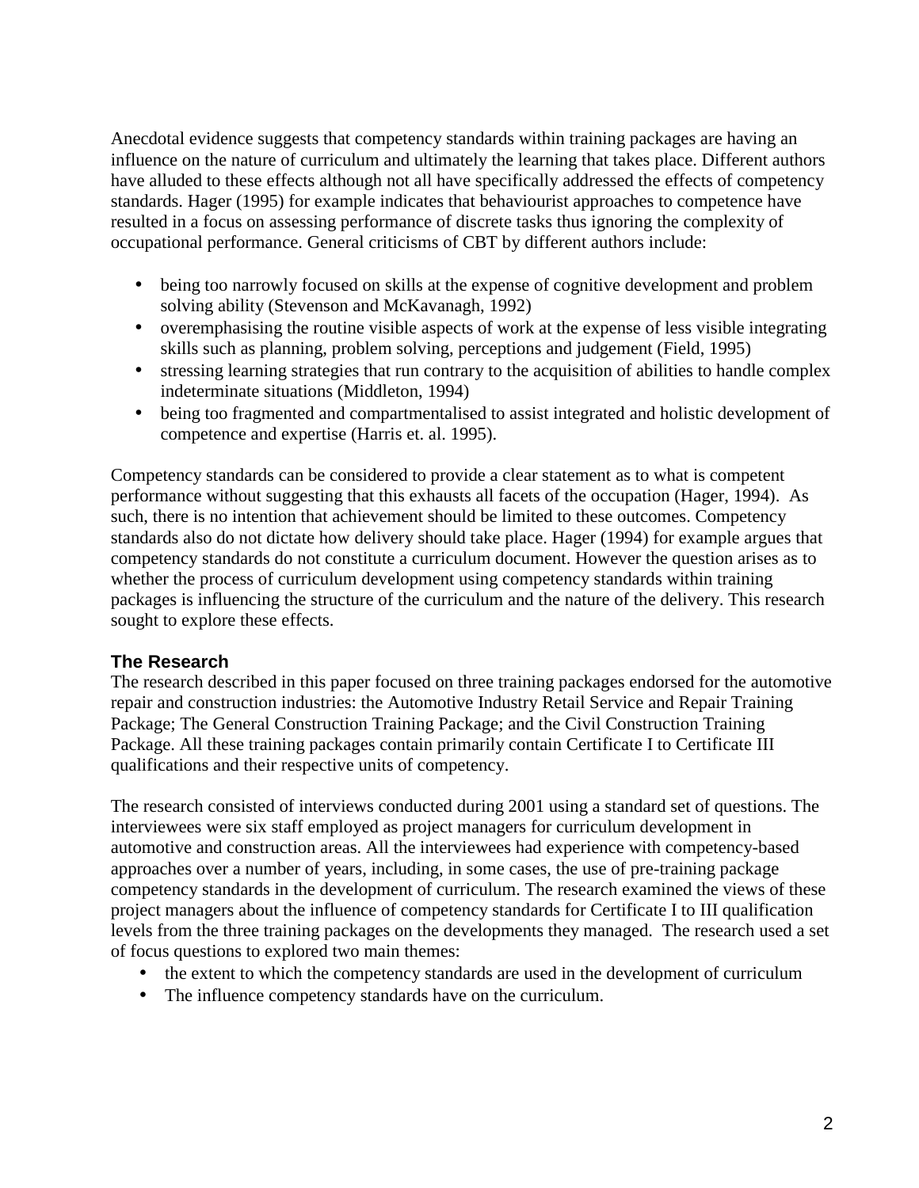Anecdotal evidence suggests that competency standards within training packages are having an influence on the nature of curriculum and ultimately the learning that takes place. Different authors have alluded to these effects although not all have specifically addressed the effects of competency standards. Hager (1995) for example indicates that behaviourist approaches to competence have resulted in a focus on assessing performance of discrete tasks thus ignoring the complexity of occupational performance. General criticisms of CBT by different authors include:

- being too narrowly focused on skills at the expense of cognitive development and problem solving ability (Stevenson and McKavanagh, 1992)
- overemphasising the routine visible aspects of work at the expense of less visible integrating skills such as planning, problem solving, perceptions and judgement (Field, 1995)
- stressing learning strategies that run contrary to the acquisition of abilities to handle complex indeterminate situations (Middleton, 1994)
- being too fragmented and compartmentalised to assist integrated and holistic development of competence and expertise (Harris et. al. 1995).

Competency standards can be considered to provide a clear statement as to what is competent performance without suggesting that this exhausts all facets of the occupation (Hager, 1994). As such, there is no intention that achievement should be limited to these outcomes. Competency standards also do not dictate how delivery should take place. Hager (1994) for example argues that competency standards do not constitute a curriculum document. However the question arises as to whether the process of curriculum development using competency standards within training packages is influencing the structure of the curriculum and the nature of the delivery. This research sought to explore these effects.

## The Research

The research described in this paper focused on three training packages endorsed for the automotive repair and construction industries: the Automotive Industry Retail Service and Repair Training Package; The General Construction Training Package; and the Civil Construction Training Package. All these training packages contain primarily contain Certificate I to Certificate III qualifications and their respective units of competency.

The research consisted of interviews conducted during 2001 using a standard set of questions. The interviewees were six staff employed as project managers for curriculum development in automotive and construction areas. All the interviewees had experience with competency-based approaches over a number of years, including, in some cases, the use of pre-training package competency standards in the development of curriculum. The research examined the views of these project managers about the influence of competency standards for Certificate I to III qualification levels from the three training packages on the developments they managed. The research used a set of focus questions to explored two main themes:

- the extent to which the competency standards are used in the development of curriculum
- The influence competency standards have on the curriculum.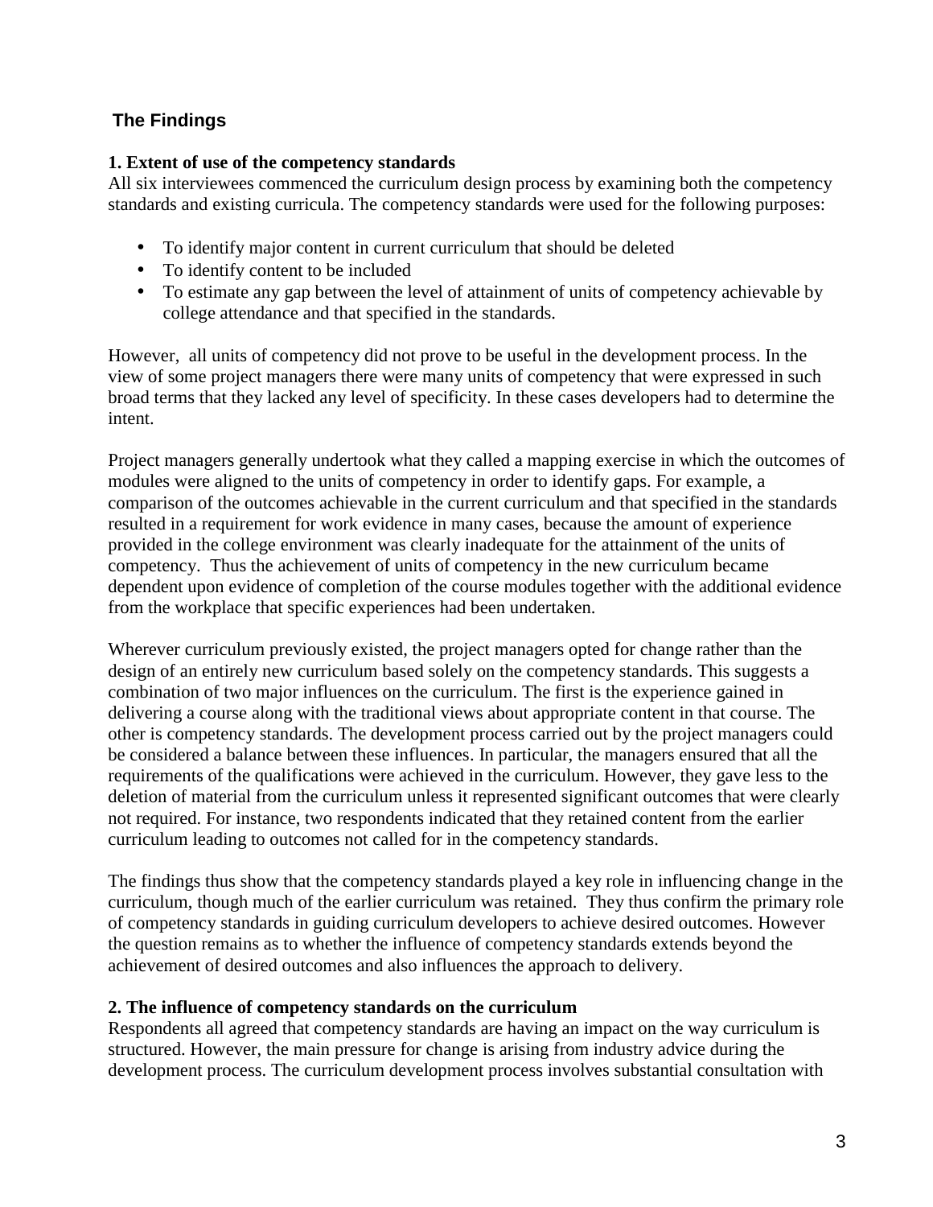## The Findings

**1. Extent of use of the competency standards**

All six interviewees commenced the curriculum design process by examining both the competency standards and existing curricula. The competency standards were used for the following purposes:

- To identify major content in current curriculum that should be deleted
- To identify content to be included
- To estimate any gap between the level of attainment of units of competency achievable by college attendance and that specified in the standards.

However, all units of competency did not prove to be useful in the development process. In the view of some project managers there were many units of competency that were expressed in such broad terms that they lacked any level of specificity. In these cases developers had to determine the intent.

Project managers generally undertook what they called a mapping exercise in which the outcomes of modules were aligned to the units of competency in order to identify gaps. For example, a comparison of the outcomes achievable in the current curriculum and that specified in the standards resulted in a requirement for work evidence in many cases, because the amount of experience provided in the college environment was clearly inadequate for the attainment of the units of competency. Thus the achievement of units of competency in the new curriculum became dependent upon evidence of completion of the course modules together with the additional evidence from the workplace that specific experiences had been undertaken.

Wherever curriculum previously existed, the project managers opted for change rather than the design of an entirely new curriculum based solely on the competency standards. This suggests a combination of two major influences on the curriculum. The first is the experience gained in delivering a course along with the traditional views about appropriate content in that course. The other is competency standards. The development process carried out by the project managers could be considered a balance between these influences. In particular, the managers ensured that all the requirements of the qualifications were achieved in the curriculum. However, they gave less to the deletion of material from the curriculum unless it represented significant outcomes that were clearly not required. For instance, two respondents indicated that they retained content from the earlier curriculum leading to outcomes not called for in the competency standards.

The findings thus show that the competency standards played a key role in influencing change in the curriculum, though much of the earlier curriculum was retained. They thus confirm the primary role of competency standards in guiding curriculum developers to achieve desired outcomes. However the question remains as to whether the influence of competency standards extends beyond the achievement of desired outcomes and also influences the approach to delivery.

**2. The influence of competency standards on the curriculum**

Respondents all agreed that competency standards are having an impact on the way curriculum is structured. However, the main pressure for change is arising from industry advice during the development process. The curriculum development process involves substantial consultation with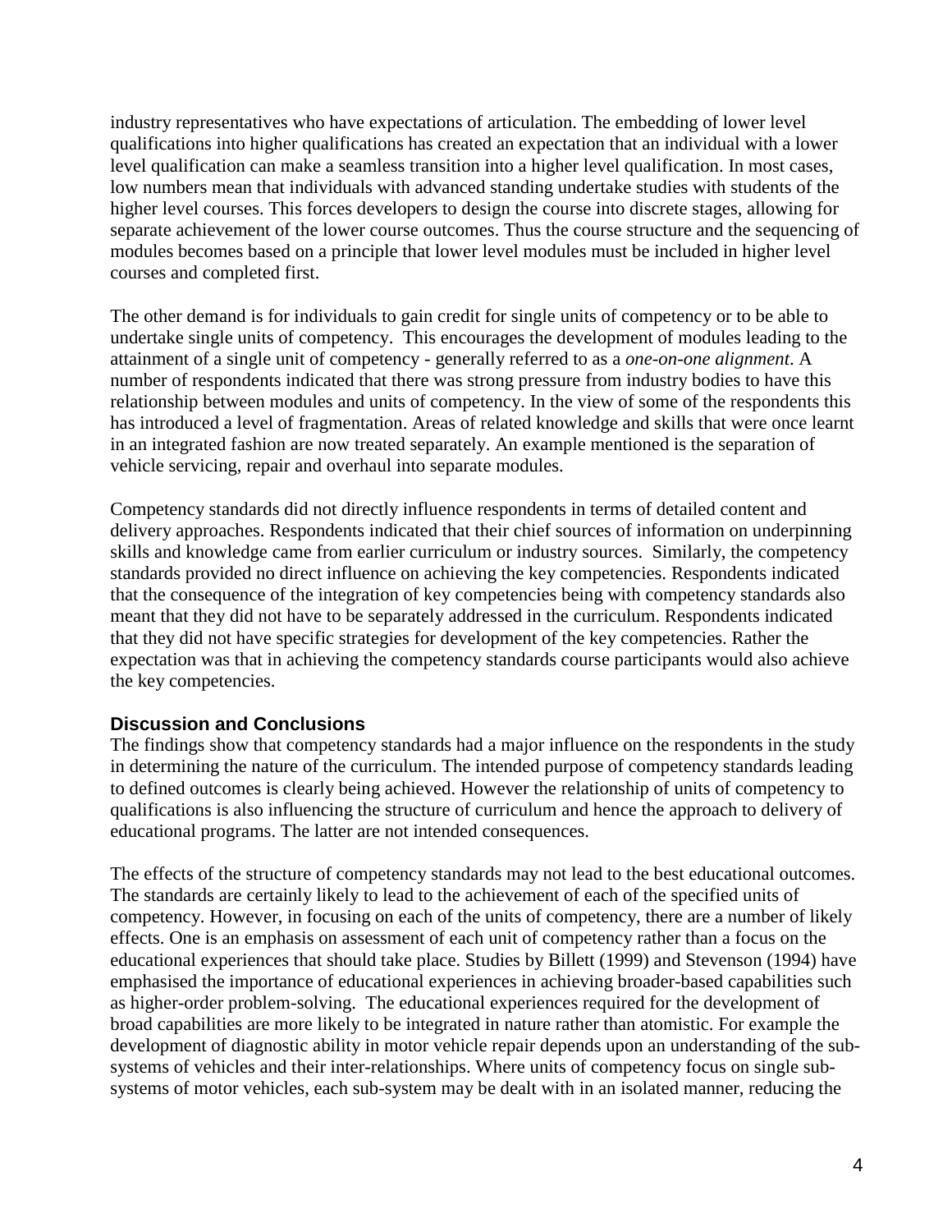industry representatives who have expectations of articulation. The embedding of lower level qualifications into higher qualifications has created an expectation that an individual with a lower level qualification can make a seamless transition into a higher level qualification. In most cases, low numbers mean that individuals with advanced standing undertake studies with students of the higher level courses. This forces developers to design the course into discrete stages, allowing for separate achievement of the lower course outcomes. Thus the course structure and the sequencing of modules becomes based on a principle that lower level modules must be included in higher level courses and completed first.

The other demand is for individuals to gain credit for single units of competency or to be able to undertake single units of competency. This encourages the development of modules leading to the attainment of a single unit of competency - generally referred to as a *one-on-one alignment*. A number of respondents indicated that there was strong pressure from industry bodies to have this relationship between modules and units of competency. In the view of some of the respondents this has introduced a level of fragmentation. Areas of related knowledge and skills that were once learnt in an integrated fashion are now treated separately. An example mentioned is the separation of vehicle servicing, repair and overhaul into separate modules.

Competency standards did not directly influence respondents in terms of detailed content and delivery approaches. Respondents indicated that their chief sources of information on underpinning skills and knowledge came from earlier curriculum or industry sources. Similarly, the competency standards provided no direct influence on achieving the key competencies. Respondents indicated that the consequence of the integration of key competencies being with competency standards also meant that they did not have to be separately addressed in the curriculum. Respondents indicated that they did not have specific strategies for development of the key competencies. Rather the expectation was that in achieving the competency standards course participants would also achieve the key competencies.

## Discussion and Conclusions

The findings show that competency standards had a major influence on the respondents in the study in determining the nature of the curriculum. The intended purpose of competency standards leading to defined outcomes is clearly being achieved. However the relationship of units of competency to qualifications is also influencing the structure of curriculum and hence the approach to delivery of educational programs. The latter are not intended consequences.

The effects of the structure of competency standards may not lead to the best educational outcomes. The standards are certainly likely to lead to the achievement of each of the specified units of competency. However, in focusing on each of the units of competency, there are a number of likely effects. One is an emphasis on assessment of each unit of competency rather than a focus on the educational experiences that should take place. Studies by Billett (1999) and Stevenson (1994) have emphasised the importance of educational experiences in achieving broader-based capabilities such as higher-order problem-solving. The educational experiences required for the development of broad capabilities are more likely to be integrated in nature rather than atomistic. For example the development of diagnostic ability in motor vehicle repair depends upon an understanding of the sub-systems of vehicles and their inter-relationships. Where units of competency focus on single sub-systems of motor vehicles, each sub-system may be dealt with in an isolated manner, reducing the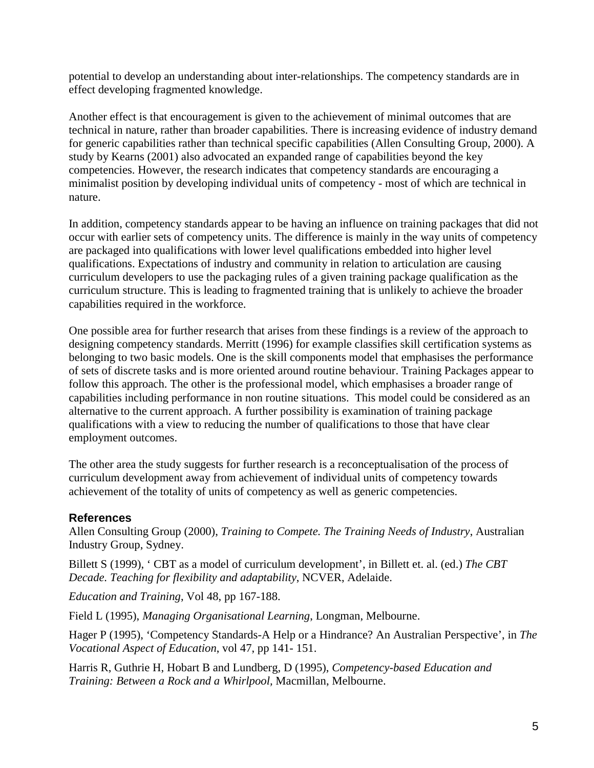potential to develop an understanding about inter-relationships. The competency standards are in effect developing fragmented knowledge.

Another effect is that encouragement is given to the achievement of minimal outcomes that are technical in nature, rather than broader capabilities. There is increasing evidence of industry demand for generic capabilities rather than technical specific capabilities (Allen Consulting Group, 2000). A study by Kearns (2001) also advocated an expanded range of capabilities beyond the key competencies. However, the research indicates that competency standards are encouraging a minimalist position by developing individual units of competency - most of which are technical in nature.

In addition, competency standards appear to be having an influence on training packages that did not occur with earlier sets of competency units. The difference is mainly in the way units of competency are packaged into qualifications with lower level qualifications embedded into higher level qualifications. Expectations of industry and community in relation to articulation are causing curriculum developers to use the packaging rules of a given training package qualification as the curriculum structure. This is leading to fragmented training that is unlikely to achieve the broader capabilities required in the workforce.

One possible area for further research that arises from these findings is a review of the approach to designing competency standards. Merritt (1996) for example classifies skill certification systems as belonging to two basic models. One is the skill components model that emphasises the performance of sets of discrete tasks and is more oriented around routine behaviour. Training Packages appear to follow this approach. The other is the professional model, which emphasises a broader range of capabilities including performance in non routine situations. This model could be considered as an alternative to the current approach. A further possibility is examination of training package qualifications with a view to reducing the number of qualifications to those that have clear employment outcomes.

The other area the study suggests for further research is a reconceptualisation of the process of curriculum development away from achievement of individual units of competency towards achievement of the totality of units of competency as well as generic competencies.

## References

Allen Consulting Group (2000), *Training to Compete. The Training Needs of Industry*, Australian Industry Group, Sydney.

Billett S (1999), ' CBT as a model of curriculum development', in Billett et. al. (ed.) *The CBT Decade. Teaching for flexibility and adaptability*, NCVER, Adelaide.

*Education and Training*, Vol 48, pp 167-188.

Field L (1995), *Managing Organisational Learning*, Longman, Melbourne.

Hager P (1995), 'Competency Standards-A Help or a Hindrance? An Australian Perspective', in *The Vocational Aspect of Education*, vol 47, pp 141- 151.

Harris R, Guthrie H, Hobart B and Lundberg, D (1995), *Competency-based Education and Training: Between a Rock and a Whirlpool*, Macmillan, Melbourne.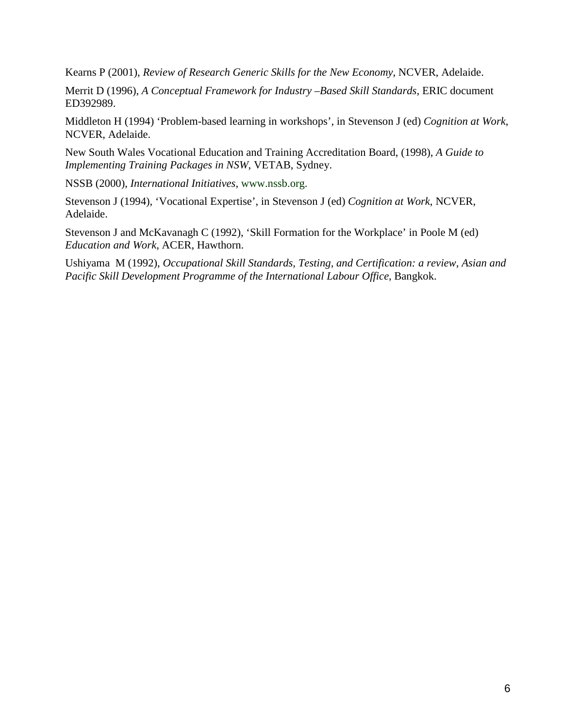Kearns P (2001), *Review of Research Generic Skills for the New Economy*, NCVER, Adelaide.

Merrit D (1996), *A Conceptual Framework for Industry –Based Skill Standards*, ERIC document ED392989.

Middleton H (1994) 'Problem-based learning in workshops', in Stevenson J (ed) *Cognition at Work*, NCVER, Adelaide.

New South Wales Vocational Education and Training Accreditation Board, (1998), *A Guide to Implementing Training Packages in NSW*, VETAB, Sydney.

NSSB (2000), *International Initiatives*, www.nssb.org.

Stevenson J (1994), 'Vocational Expertise', in Stevenson J (ed) *Cognition at Work*, NCVER, Adelaide.

Stevenson J and McKavanagh C (1992), 'Skill Formation for the Workplace' in Poole M (ed) *Education and Work*, ACER, Hawthorn.

Ushiyama M (1992), *Occupational Skill Standards, Testing, and Certification: a review, Asian and Pacific Skill Development Programme of the International Labour Office*, Bangkok.